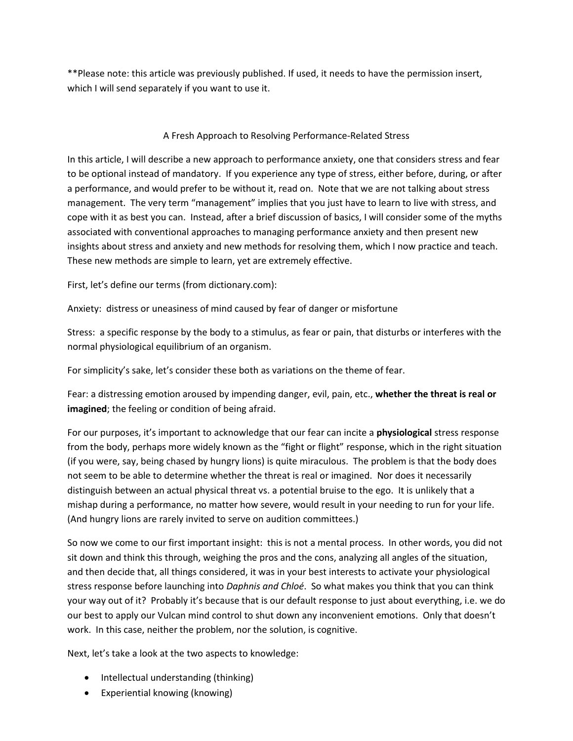**Please note: this article was previously published. If used, it needs to have the permission insert, which I will send separately if you want to use it.

# A Fresh Approach to Resolving Performance-Related Stress

In this article, I will describe a new approach to performance anxiety, one that considers stress and fear to be optional instead of mandatory. If you experience any type of stress, either before, during, or after a performance, and would prefer to be without it, read on. Note that we are not talking about stress management. The very term "management" implies that you just have to learn to live with stress, and cope with it as best you can. Instead, after a brief discussion of basics, I will consider some of the myths associated with conventional approaches to managing performance anxiety and then present new insights about stress and anxiety and new methods for resolving them, which I now practice and teach. These new methods are simple to learn, yet are extremely effective.

First, let's define our terms (from dictionary.com):

Anxiety: distress or uneasiness of mind caused by fear of danger or misfortune

Stress: a specific response by the body to a stimulus, as fear or pain, that disturbs or interferes with the normal physiological equilibrium of an organism.

For simplicity's sake, let's consider these both as variations on the theme of fear.

Fear: a distressing emotion aroused by impending danger, evil, pain, etc., **whether the threat is real or imagined**; the feeling or condition of being afraid.

For our purposes, it's important to acknowledge that our fear can incite a **physiological** stress response from the body, perhaps more widely known as the "fight or flight" response, which in the right situation (if you were, say, being chased by hungry lions) is quite miraculous. The problem is that the body does not seem to be able to determine whether the threat is real or imagined. Nor does it necessarily distinguish between an actual physical threat vs. a potential bruise to the ego. It is unlikely that a mishap during a performance, no matter how severe, would result in your needing to run for your life. (And hungry lions are rarely invited to serve on audition committees.)

So now we come to our first important insight: this is not a mental process. In other words, you did not sit down and think this through, weighing the pros and the cons, analyzing all angles of the situation, and then decide that, all things considered, it was in your best interests to activate your physiological stress response before launching into *Daphnis and Chloé*. So what makes you think that you can think your way out of it? Probably it's because that is our default response to just about everything, i.e. we do our best to apply our Vulcan mind control to shut down any inconvenient emotions. Only that doesn't work. In this case, neither the problem, nor the solution, is cognitive.

Next, let's take a look at the two aspects to knowledge:

- Intellectual understanding (thinking)
- Experiential knowing (knowing)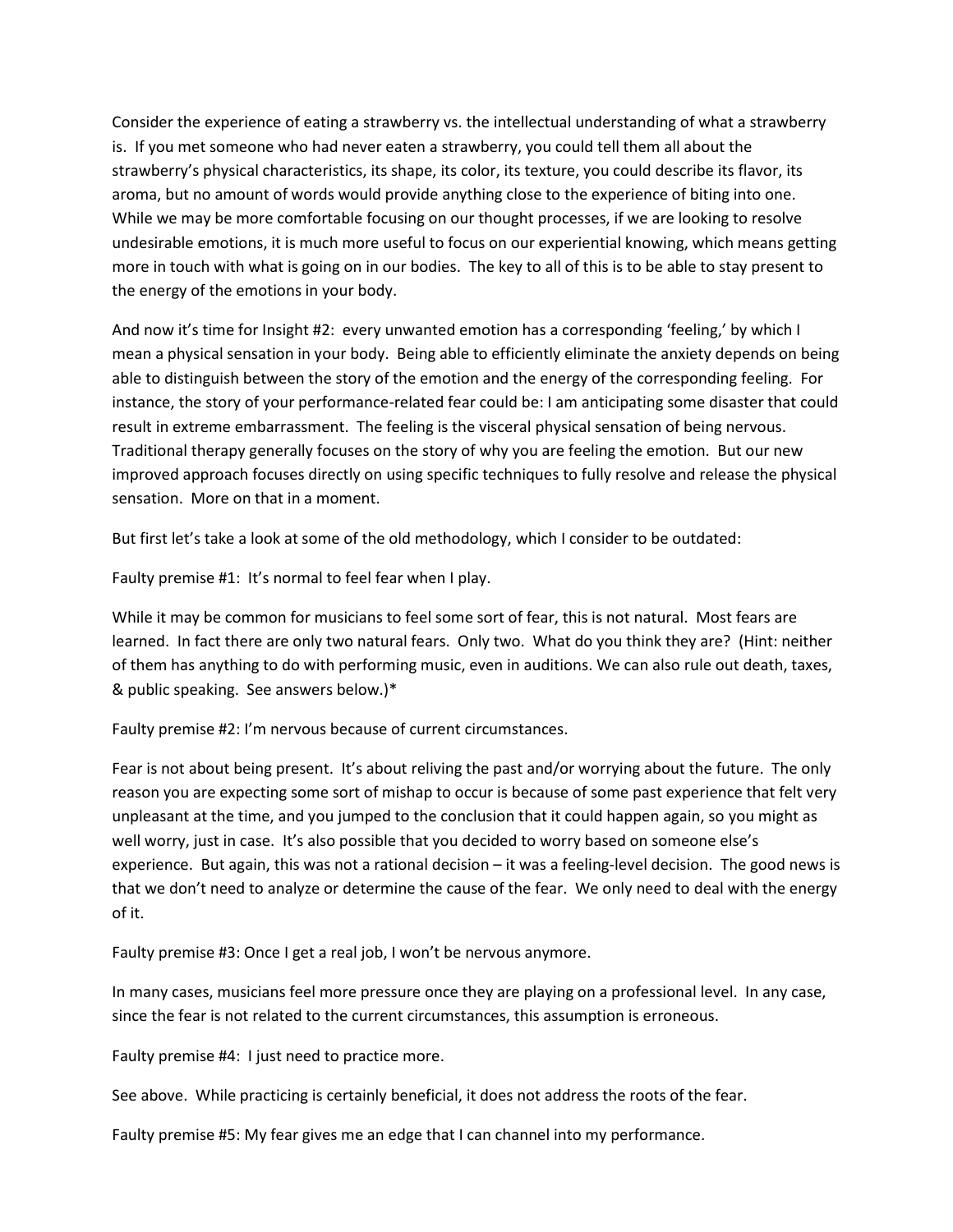Consider the experience of eating a strawberry vs. the intellectual understanding of what a strawberry is. If you met someone who had never eaten a strawberry, you could tell them all about the strawberry's physical characteristics, its shape, its color, its texture, you could describe its flavor, its aroma, but no amount of words would provide anything close to the experience of biting into one. While we may be more comfortable focusing on our thought processes, if we are looking to resolve undesirable emotions, it is much more useful to focus on our experiential knowing, which means getting more in touch with what is going on in our bodies. The key to all of this is to be able to stay present to the energy of the emotions in your body.

And now it's time for Insight #2: every unwanted emotion has a corresponding 'feeling,' by which I mean a physical sensation in your body. Being able to efficiently eliminate the anxiety depends on being able to distinguish between the story of the emotion and the energy of the corresponding feeling. For instance, the story of your performance-related fear could be: I am anticipating some disaster that could result in extreme embarrassment. The feeling is the visceral physical sensation of being nervous. Traditional therapy generally focuses on the story of why you are feeling the emotion. But our new improved approach focuses directly on using specific techniques to fully resolve and release the physical sensation. More on that in a moment.

But first let's take a look at some of the old methodology, which I consider to be outdated:

Faulty premise #1: It's normal to feel fear when I play.

While it may be common for musicians to feel some sort of fear, this is not natural. Most fears are learned. In fact there are only two natural fears. Only two. What do you think they are? (Hint: neither of them has anything to do with performing music, even in auditions. We can also rule out death, taxes, & public speaking. See answers below.)*

Faulty premise #2: I'm nervous because of current circumstances.

Fear is not about being present. It's about reliving the past and/or worrying about the future. The only reason you are expecting some sort of mishap to occur is because of some past experience that felt very unpleasant at the time, and you jumped to the conclusion that it could happen again, so you might as well worry, just in case. It's also possible that you decided to worry based on someone else's experience. But again, this was not a rational decision – it was a feeling-level decision. The good news is that we don't need to analyze or determine the cause of the fear. We only need to deal with the energy of it.

Faulty premise #3: Once I get a real job, I won't be nervous anymore.

In many cases, musicians feel more pressure once they are playing on a professional level. In any case, since the fear is not related to the current circumstances, this assumption is erroneous.

Faulty premise #4: I just need to practice more.

See above. While practicing is certainly beneficial, it does not address the roots of the fear.

Faulty premise #5: My fear gives me an edge that I can channel into my performance.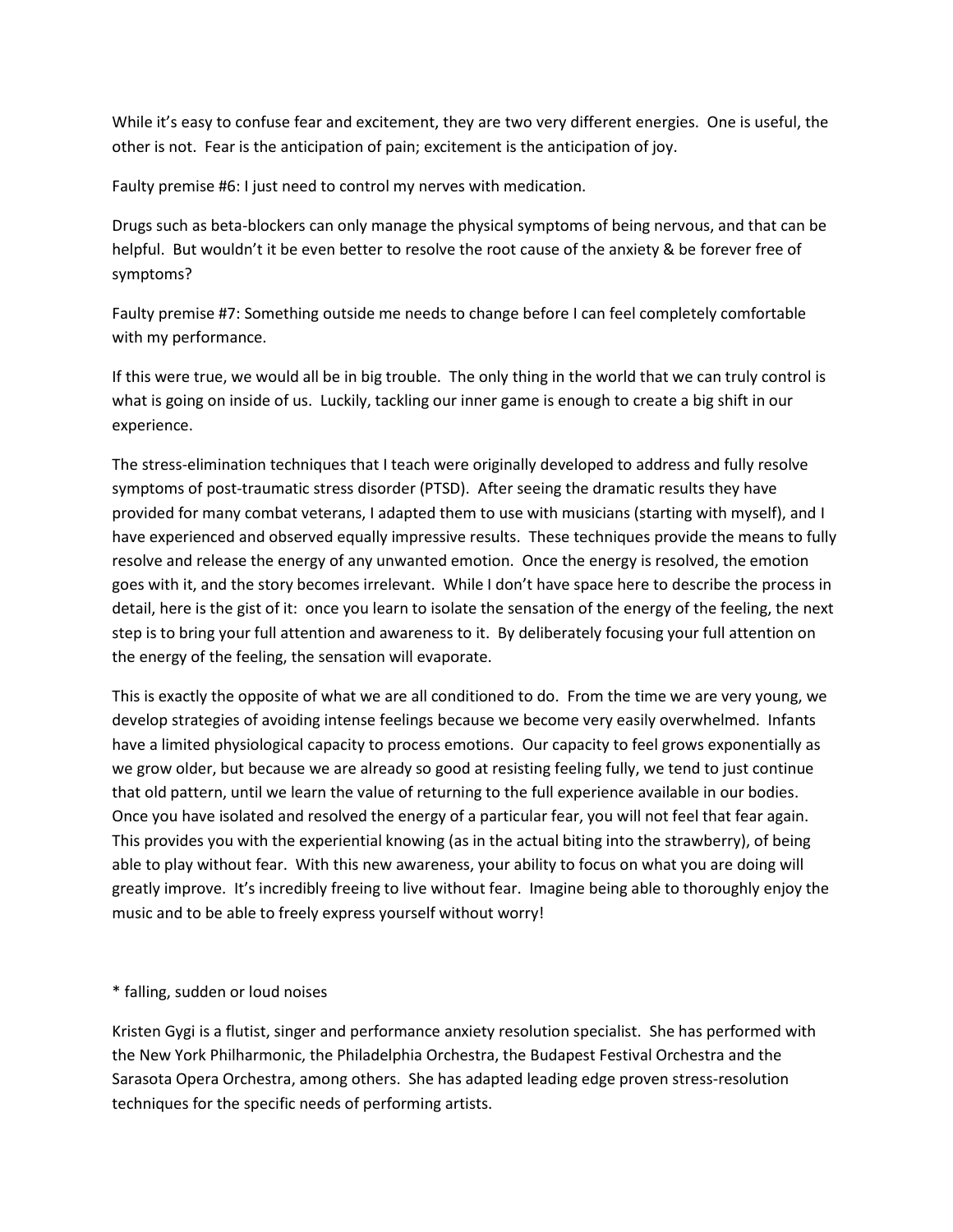While it's easy to confuse fear and excitement, they are two very different energies. One is useful, the other is not. Fear is the anticipation of pain; excitement is the anticipation of joy.

Faulty premise #6: I just need to control my nerves with medication.

Drugs such as beta-blockers can only manage the physical symptoms of being nervous, and that can be helpful. But wouldn't it be even better to resolve the root cause of the anxiety & be forever free of symptoms?

Faulty premise #7: Something outside me needs to change before I can feel completely comfortable with my performance.

If this were true, we would all be in big trouble. The only thing in the world that we can truly control is what is going on inside of us. Luckily, tackling our inner game is enough to create a big shift in our experience.

The stress-elimination techniques that I teach were originally developed to address and fully resolve symptoms of post-traumatic stress disorder (PTSD). After seeing the dramatic results they have provided for many combat veterans, I adapted them to use with musicians (starting with myself), and I have experienced and observed equally impressive results. These techniques provide the means to fully resolve and release the energy of any unwanted emotion. Once the energy is resolved, the emotion goes with it, and the story becomes irrelevant. While I don't have space here to describe the process in detail, here is the gist of it: once you learn to isolate the sensation of the energy of the feeling, the next step is to bring your full attention and awareness to it. By deliberately focusing your full attention on the energy of the feeling, the sensation will evaporate.

This is exactly the opposite of what we are all conditioned to do. From the time we are very young, we develop strategies of avoiding intense feelings because we become very easily overwhelmed. Infants have a limited physiological capacity to process emotions. Our capacity to feel grows exponentially as we grow older, but because we are already so good at resisting feeling fully, we tend to just continue that old pattern, until we learn the value of returning to the full experience available in our bodies. Once you have isolated and resolved the energy of a particular fear, you will not feel that fear again. This provides you with the experiential knowing (as in the actual biting into the strawberry), of being able to play without fear. With this new awareness, your ability to focus on what you are doing will greatly improve. It's incredibly freeing to live without fear. Imagine being able to thoroughly enjoy the music and to be able to freely express yourself without worry!

* falling, sudden or loud noises

Kristen Gygi is a flutist, singer and performance anxiety resolution specialist. She has performed with the New York Philharmonic, the Philadelphia Orchestra, the Budapest Festival Orchestra and the Sarasota Opera Orchestra, among others. She has adapted leading edge proven stress-resolution techniques for the specific needs of performing artists.